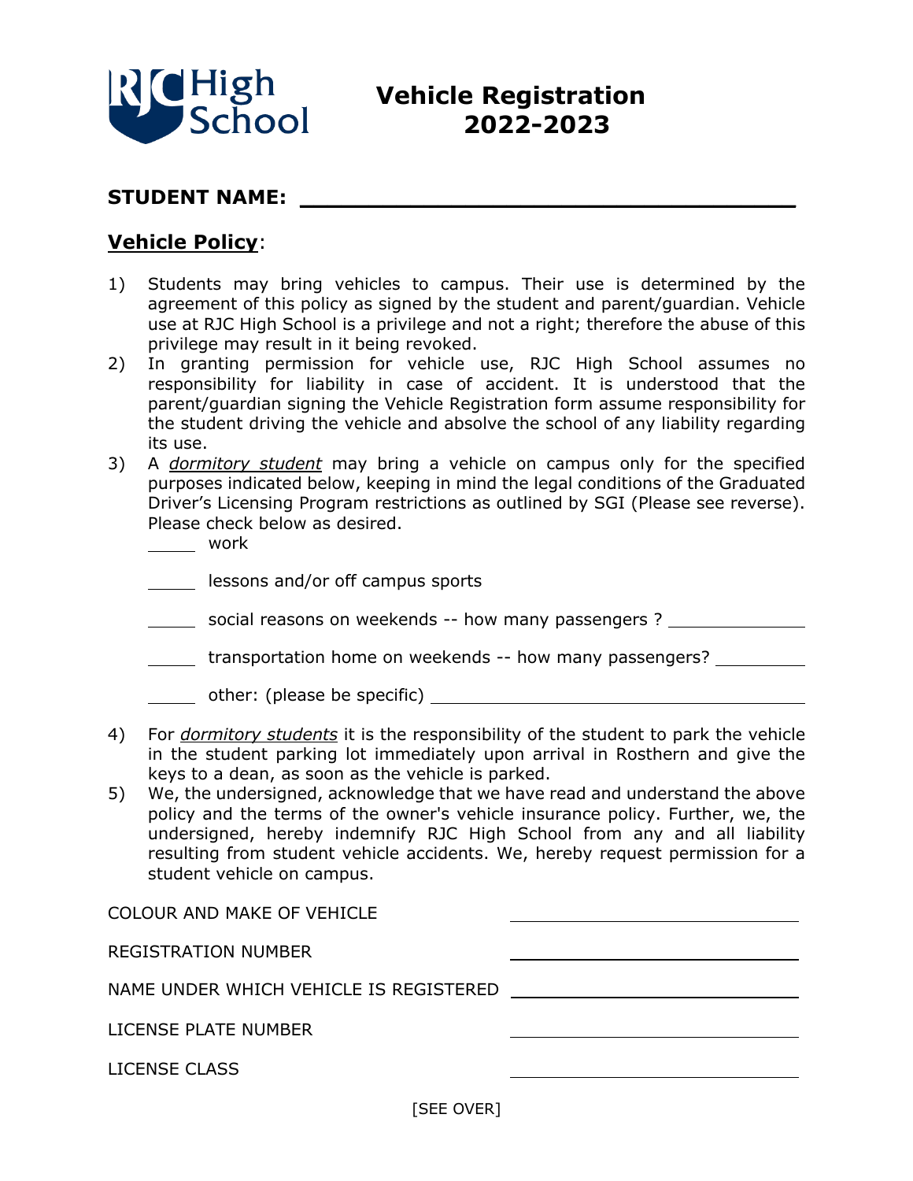RJC High School

# Vehicle Registration 2022-2023

**STUDENT NAME: ______________________________________**

## <u>**Vehicle Policy**</u>:

1) Students may bring vehicles to campus. Their use is determined by the agreement of this policy as signed by the student and parent/guardian. Vehicle use at RJC High School is a privilege and not a right; therefore the abuse of this privilege may result in it being revoked.
2) In granting permission for vehicle use, RJC High School assumes no responsibility for liability in case of accident. It is understood that the parent/guardian signing the Vehicle Registration form assume responsibility for the student driving the vehicle and absolve the school of any liability regarding its use.
3) A <u>*dormitory student*</u> may bring a vehicle on campus only for the specified purposes indicated below, keeping in mind the legal conditions of the Graduated Driver's Licensing Program restrictions as outlined by SGI (Please see reverse). Please check below as desired.

   _____ work

   _____ lessons and/or off campus sports

   _____ social reasons on weekends -- how many passengers ? ____________

   _____ transportation home on weekends -- how many passengers? _________

   _____ other: (please be specific) ____________________________________

4) For <u>*dormitory students*</u> it is the responsibility of the student to park the vehicle in the student parking lot immediately upon arrival in Rosthern and give the keys to a dean, as soon as the vehicle is parked.
5) We, the undersigned, acknowledge that we have read and understand the above policy and the terms of the owner's vehicle insurance policy. Further, we, the undersigned, hereby indemnify RJC High School from any and all liability resulting from student vehicle accidents. We, hereby request permission for a student vehicle on campus.

COLOUR AND MAKE OF VEHICLE ____________________________

REGISTRATION NUMBER ____________________________

NAME UNDER WHICH VEHICLE IS REGISTERED ____________________________

LICENSE PLATE NUMBER ____________________________

LICENSE CLASS ____________________________

[SEE OVER]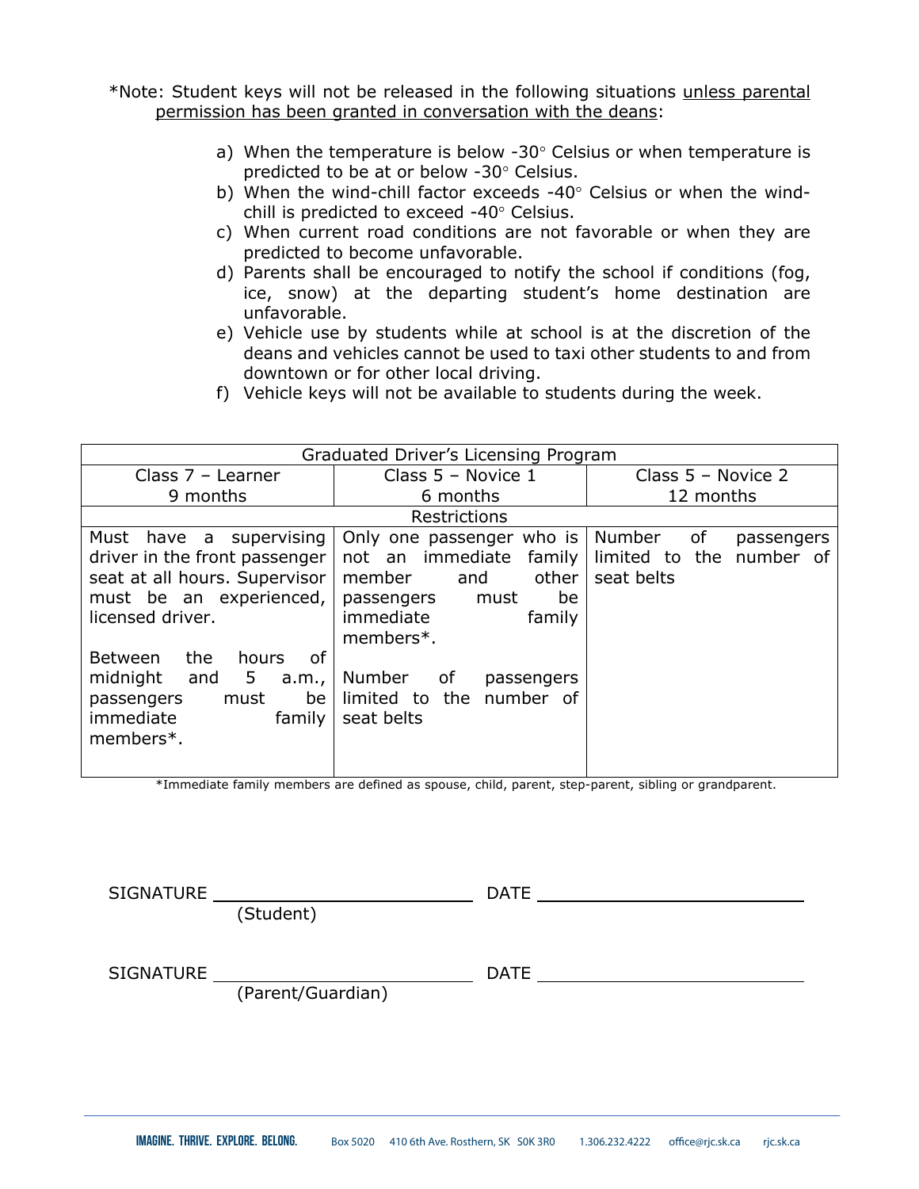*Note: Student keys will not be released in the following situations unless parental permission has been granted in conversation with the deans:

a) When the temperature is below -30° Celsius or when temperature is predicted to be at or below -30° Celsius.
b) When the wind-chill factor exceeds -40° Celsius or when the wind-chill is predicted to exceed -40° Celsius.
c) When current road conditions are not favorable or when they are predicted to become unfavorable.
d) Parents shall be encouraged to notify the school if conditions (fog, ice, snow) at the departing student's home destination are unfavorable.
e) Vehicle use by students while at school is at the discretion of the deans and vehicles cannot be used to taxi other students to and from downtown or for other local driving.
f) Vehicle keys will not be available to students during the week.

| Graduated Driver's Licensing Program | | |
|---|---|---|
| Class 7 – Learner<br>9 months | Class 5 – Novice 1<br>6 months | Class 5 – Novice 2<br>12 months |
| Restrictions | | |
| Must have a supervising driver in the front passenger seat at all hours. Supervisor must be an experienced, licensed driver.<br><br>Between the hours of midnight and 5 a.m., passengers must be immediate family members*. | Only one passenger who is not an immediate family member and other passengers must be immediate family members*.<br><br>Number of passengers limited to the number of seat belts | Number of passengers limited to the number of seat belts |

*Immediate family members are defined as spouse, child, parent, step-parent, sibling or grandparent.

SIGNATURE ______________________ DATE ______________________
(Student)

SIGNATURE ______________________ DATE ______________________
(Parent/Guardian)